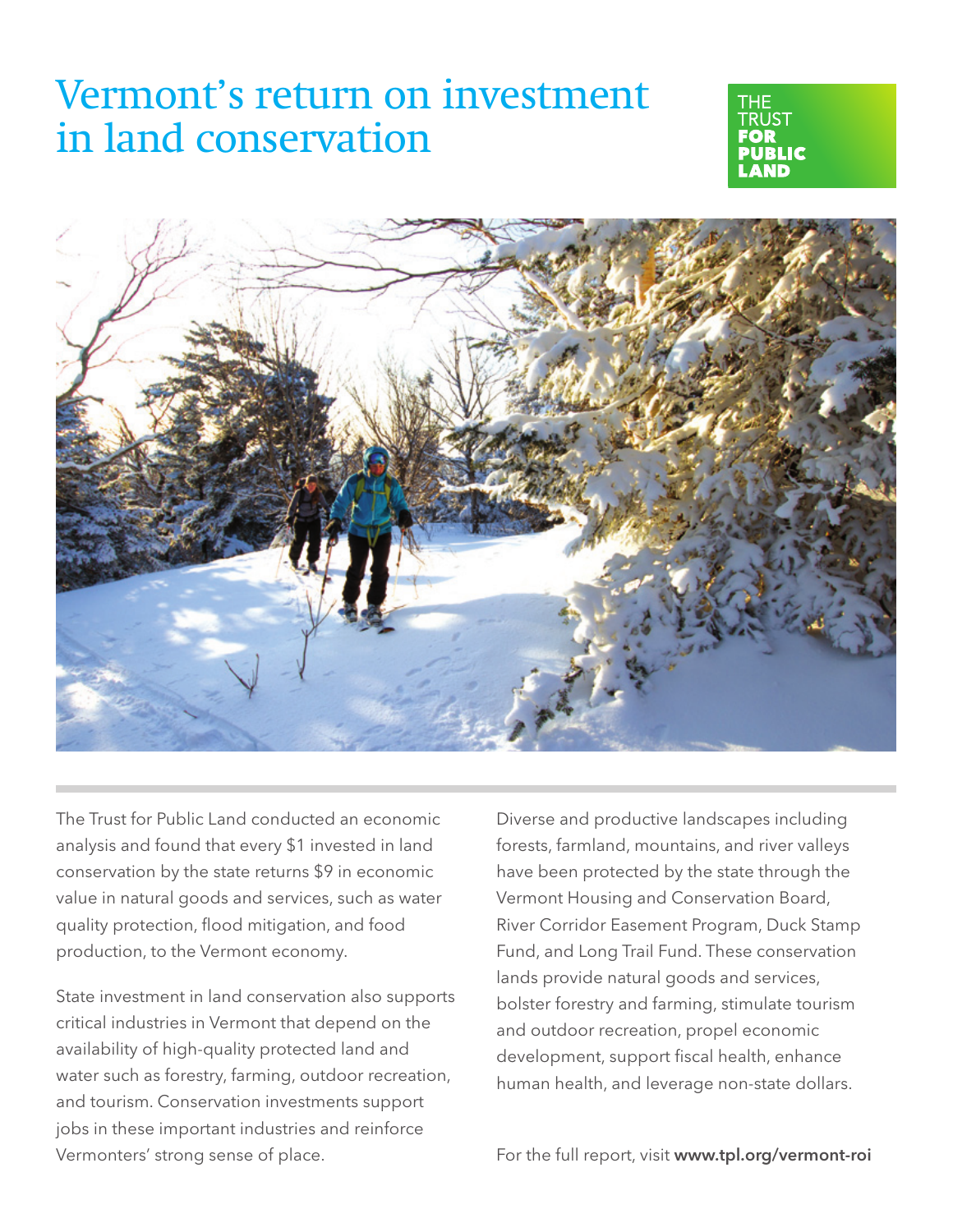# Vermont's return on investment in land conservation

THE TRUST FOR PUBLIC LAND

The Trust for Public Land conducted an economic analysis and found that every $1 invested in land conservation by the state returns $9 in economic value in natural goods and services, such as water quality protection, flood mitigation, and food production, to the Vermont economy.

State investment in land conservation also supports critical industries in Vermont that depend on the availability of high-quality protected land and water such as forestry, farming, outdoor recreation, and tourism. Conservation investments support jobs in these important industries and reinforce Vermonters' strong sense of place.

Diverse and productive landscapes including forests, farmland, mountains, and river valleys have been protected by the state through the Vermont Housing and Conservation Board, River Corridor Easement Program, Duck Stamp Fund, and Long Trail Fund. These conservation lands provide natural goods and services, bolster forestry and farming, stimulate tourism and outdoor recreation, propel economic development, support fiscal health, enhance human health, and leverage non-state dollars.

For the full report, visit **www.tpl.org/vermont-roi**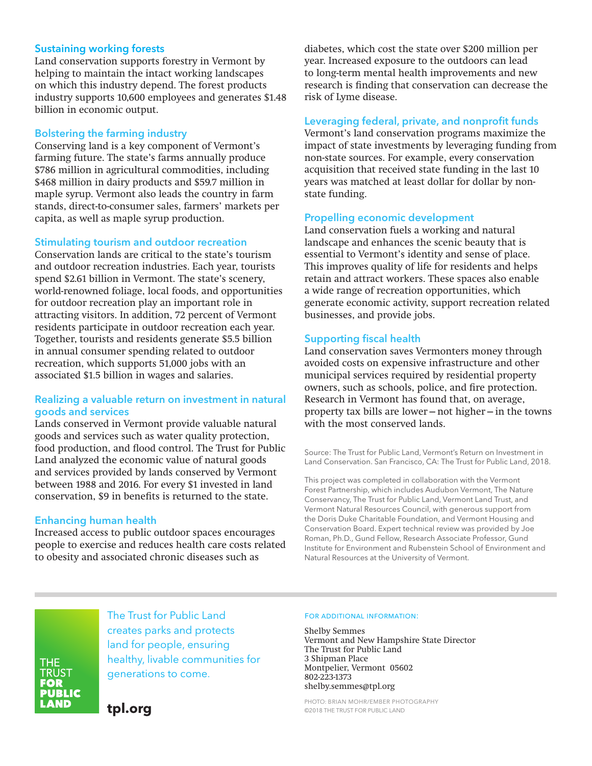## Sustaining working forests

Land conservation supports forestry in Vermont by helping to maintain the intact working landscapes on which this industry depend. The forest products industry supports 10,600 employees and generates $1.48 billion in economic output.

## Bolstering the farming industry

Conserving land is a key component of Vermont's farming future. The state's farms annually produce $786 million in agricultural commodities, including $468 million in dairy products and $59.7 million in maple syrup. Vermont also leads the country in farm stands, direct-to-consumer sales, farmers' markets per capita, as well as maple syrup production.

## Stimulating tourism and outdoor recreation

Conservation lands are critical to the state's tourism and outdoor recreation industries. Each year, tourists spend $2.61 billion in Vermont. The state's scenery, world-renowned foliage, local foods, and opportunities for outdoor recreation play an important role in attracting visitors. In addition, 72 percent of Vermont residents participate in outdoor recreation each year. Together, tourists and residents generate $5.5 billion in annual consumer spending related to outdoor recreation, which supports 51,000 jobs with an associated $1.5 billion in wages and salaries.

## Realizing a valuable return on investment in natural goods and services

Lands conserved in Vermont provide valuable natural goods and services such as water quality protection, food production, and flood control. The Trust for Public Land analyzed the economic value of natural goods and services provided by lands conserved by Vermont between 1988 and 2016. For every $1 invested in land conservation, $9 in benefits is returned to the state.

## Enhancing human health

Increased access to public outdoor spaces encourages people to exercise and reduces health care costs related to obesity and associated chronic diseases such as diabetes, which cost the state over $200 million per year. Increased exposure to the outdoors can lead to long-term mental health improvements and new research is finding that conservation can decrease the risk of Lyme disease.

## Leveraging federal, private, and nonprofit funds

Vermont's land conservation programs maximize the impact of state investments by leveraging funding from non-state sources. For example, every conservation acquisition that received state funding in the last 10 years was matched at least dollar for dollar by non-state funding.

## Propelling economic development

Land conservation fuels a working and natural landscape and enhances the scenic beauty that is essential to Vermont's identity and sense of place. This improves quality of life for residents and helps retain and attract workers. These spaces also enable a wide range of recreation opportunities, which generate economic activity, support recreation related businesses, and provide jobs.

## Supporting fiscal health

Land conservation saves Vermonters money through avoided costs on expensive infrastructure and other municipal services required by residential property owners, such as schools, police, and fire protection. Research in Vermont has found that, on average, property tax bills are lower – not higher – in the towns with the most conserved lands.

Source: The Trust for Public Land, Vermont's Return on Investment in Land Conservation. San Francisco, CA: The Trust for Public Land, 2018.

This project was completed in collaboration with the Vermont Forest Partnership, which includes Audubon Vermont, The Nature Conservancy, The Trust for Public Land, Vermont Land Trust, and Vermont Natural Resources Council, with generous support from the Doris Duke Charitable Foundation, and Vermont Housing and Conservation Board. Expert technical review was provided by Joe Roman, Ph.D., Gund Fellow, Research Associate Professor, Gund Institute for Environment and Rubenstein School of Environment and Natural Resources at the University of Vermont.

THE TRUST FOR PUBLIC LAND

The Trust for Public Land creates parks and protects land for people, ensuring healthy, livable communities for generations to come.

**tpl.org**

FOR ADDITIONAL INFORMATION:

Shelby Semmes
Vermont and New Hampshire State Director
The Trust for Public Land
3 Shipman Place
Montpelier, Vermont 05602
802-223-1373
shelby.semmes@tpl.org

PHOTO: BRIAN MOHR/EMBER PHOTOGRAPHY
©2018 THE TRUST FOR PUBLIC LAND